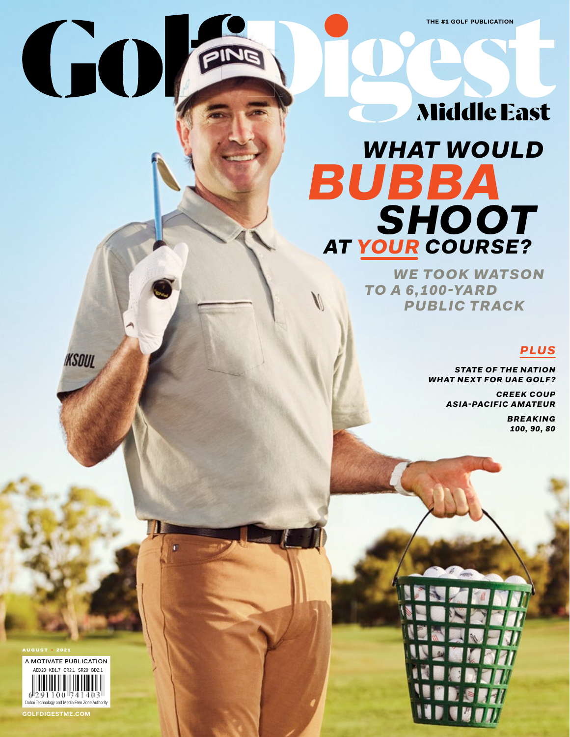THE #1 GOLF PUBLICATION

# Golf Digest Middle East

## WHAT WOULD BUBBA SHOOT AT YOUR COURSE?

WE TOOK WATSON TO A 6,100-YARD PUBLIC TRACK

**PLUS**

STATE OF THE NATION
WHAT NEXT FOR UAE GOLF?

CREEK COUP
ASIA-PACIFIC AMATEUR

BREAKING
100, 90, 80

AUGUST • 2021

A MOTIVATE PUBLICATION

AED20 KD1.7 OR2.1 SR20 BD2.1

6 291100 741403

Dubai Technology and Media Free Zone Authority

GOLFDIGESTME.COM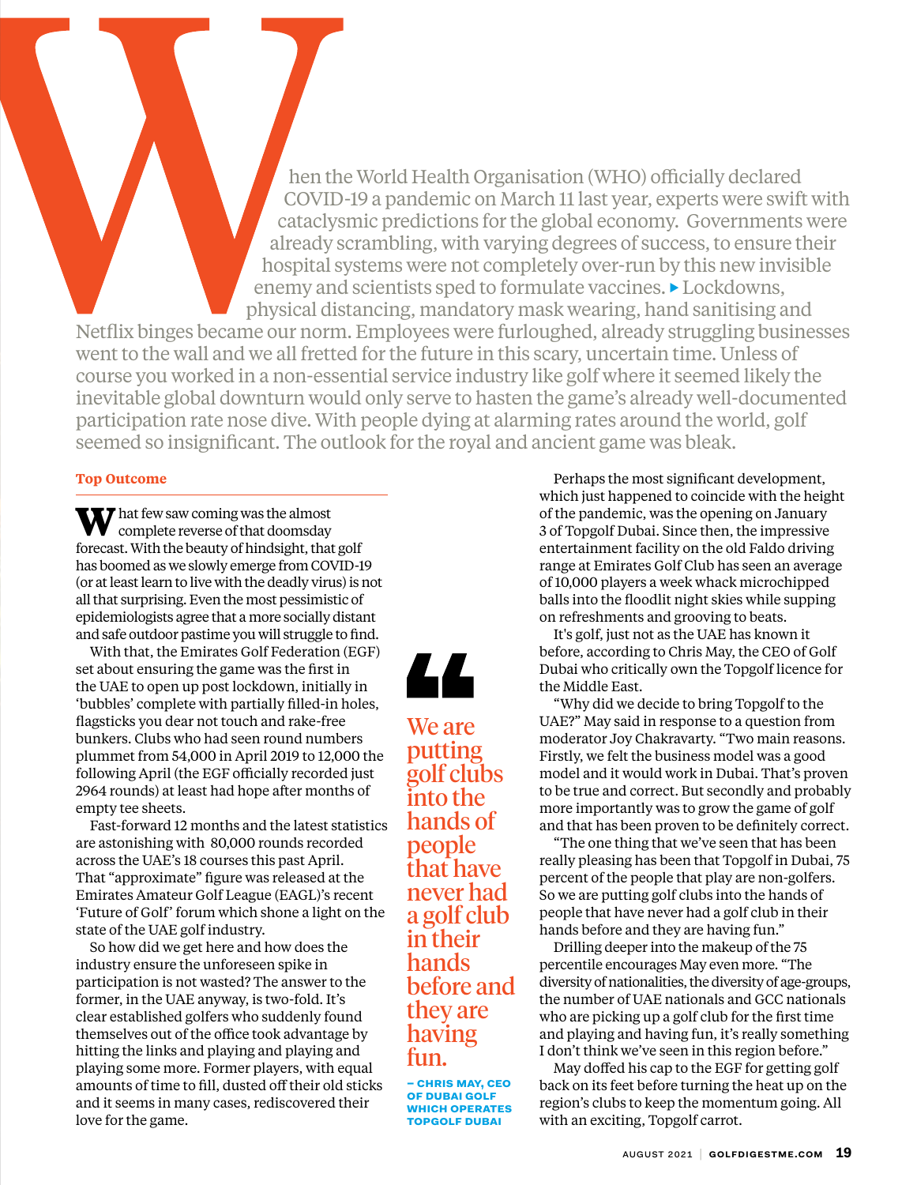When the World Health Organisation (WHO) officially declared COVID-19 a pandemic on March 11 last year, experts were swift with cataclysmic predictions for the global economy. Governments were already scrambling, with varying degrees of success, to ensure their hospital systems were not completely over-run by this new invisible enemy and scientists sped to formulate vaccines. ▸ Lockdowns, physical distancing, mandatory mask wearing, hand sanitising and Netflix binges became our norm. Employees were furloughed, already struggling businesses went to the wall and we all fretted for the future in this scary, uncertain time. Unless of course you worked in a non-essential service industry like golf where it seemed likely the inevitable global downturn would only serve to hasten the game's already well-documented participation rate nose dive. With people dying at alarming rates around the world, golf seemed so insignificant. The outlook for the royal and ancient game was bleak.

## Top Outcome

What few saw coming was the almost complete reverse of that doomsday forecast. With the beauty of hindsight, that golf has boomed as we slowly emerge from COVID-19 (or at least learn to live with the deadly virus) is not all that surprising. Even the most pessimistic of epidemiologists agree that a more socially distant and safe outdoor pastime you will struggle to find.

With that, the Emirates Golf Federation (EGF) set about ensuring the game was the first in the UAE to open up post lockdown, initially in 'bubbles' complete with partially filled-in holes, flagsticks you dear not touch and rake-free bunkers. Clubs who had seen round numbers plummet from 54,000 in April 2019 to 12,000 the following April (the EGF officially recorded just 2964 rounds) at least had hope after months of empty tee sheets.

Fast-forward 12 months and the latest statistics are astonishing with 80,000 rounds recorded across the UAE's 18 courses this past April. That "approximate" figure was released at the Emirates Amateur Golf League (EAGL)'s recent 'Future of Golf' forum which shone a light on the state of the UAE golf industry.

So how did we get here and how does the industry ensure the unforeseen spike in participation is not wasted? The answer to the former, in the UAE anyway, is two-fold. It's clear established golfers who suddenly found themselves out of the office took advantage by hitting the links and playing and playing and playing some more. Former players, with equal amounts of time to fill, dusted off their old sticks and it seems in many cases, rediscovered their love for the game.

> "We are putting golf clubs into the hands of people that have never had a golf club in their hands before and they are having fun.
>
> – CHRIS MAY, CEO OF DUBAI GOLF WHICH OPERATES TOPGOLF DUBAI

Perhaps the most significant development, which just happened to coincide with the height of the pandemic, was the opening on January 3 of Topgolf Dubai. Since then, the impressive entertainment facility on the old Faldo driving range at Emirates Golf Club has seen an average of 10,000 players a week whack microchipped balls into the floodlit night skies while supping on refreshments and grooving to beats.

It's golf, just not as the UAE has known it before, according to Chris May, the CEO of Golf Dubai who critically own the Topgolf licence for the Middle East.

"Why did we decide to bring Topgolf to the UAE?" May said in response to a question from moderator Joy Chakravarty. "Two main reasons. Firstly, we felt the business model was a good model and it would work in Dubai. That's proven to be true and correct. But secondly and probably more importantly was to grow the game of golf and that has been proven to be definitely correct.

"The one thing that we've seen that has been really pleasing has been that Topgolf in Dubai, 75 percent of the people that play are non-golfers. So we are putting golf clubs into the hands of people that have never had a golf club in their hands before and they are having fun."

Drilling deeper into the makeup of the 75 percentile encourages May even more. "The diversity of nationalities, the diversity of age-groups, the number of UAE nationals and GCC nationals who are picking up a golf club for the first time and playing and having fun, it's really something I don't think we've seen in this region before."

May doffed his cap to the EGF for getting golf back on its feet before turning the heat up on the region's clubs to keep the momentum going. All with an exciting, Topgolf carrot.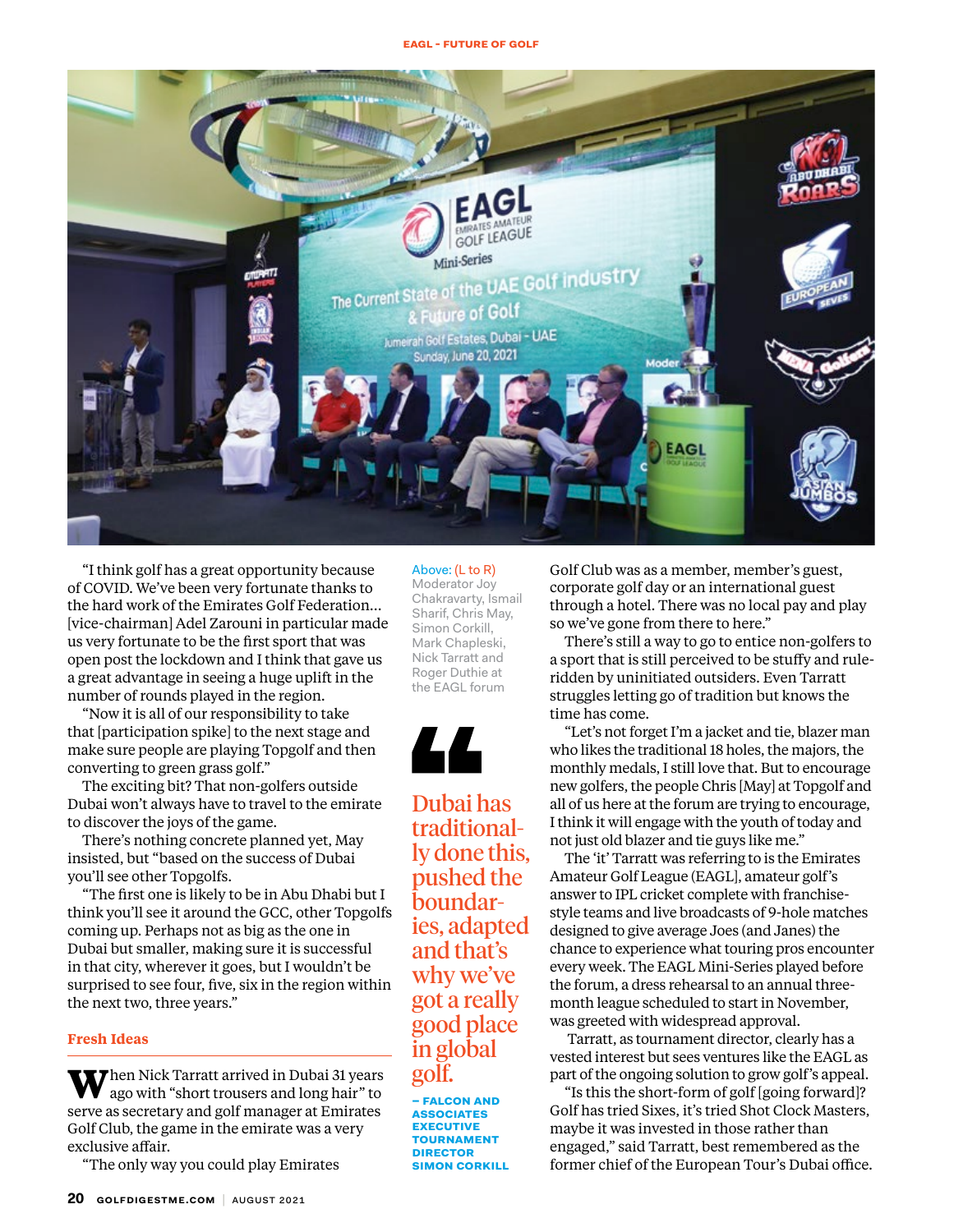"I think golf has a great opportunity because of COVID. We've been very fortunate thanks to the hard work of the Emirates Golf Federation... [vice-chairman] Adel Zarouni in particular made us very fortunate to be the first sport that was open post the lockdown and I think that gave us a great advantage in seeing a huge uplift in the number of rounds played in the region.

"Now it is all of our responsibility to take that [participation spike] to the next stage and make sure people are playing Topgolf and then converting to green grass golf."

The exciting bit? That non-golfers outside Dubai won't always have to travel to the emirate to discover the joys of the game.

There's nothing concrete planned yet, May insisted, but "based on the success of Dubai you'll see other Topgolfs.

"The first one is likely to be in Abu Dhabi but I think you'll see it around the GCC, other Topgolfs coming up. Perhaps not as big as the one in Dubai but smaller, making sure it is successful in that city, wherever it goes, but I wouldn't be surprised to see four, five, six in the region within the next two, three years."

## Fresh Ideas

When Nick Tarratt arrived in Dubai 31 years ago with "short trousers and long hair" to serve as secretary and golf manager at Emirates Golf Club, the game in the emirate was a very exclusive affair.

"The only way you could play Emirates Golf Club was as a member, member's guest, corporate golf day or an international guest through a hotel. There was no local pay and play so we've gone from there to here."

Above: (L to R) Moderator Joy Chakravarty, Ismail Sharif, Chris May, Simon Corkill, Mark Chapleski, Nick Tarratt and Roger Duthie at the EAGL forum

> Dubai has traditionally done this, pushed the boundaries, adapted and that's why we've got a really good place in global golf.
>
> – FALCON AND ASSOCIATES EXECUTIVE TOURNAMENT DIRECTOR SIMON CORKILL

There's still a way to go to entice non-golfers to a sport that is still perceived to be stuffy and rule-ridden by uninitiated outsiders. Even Tarratt struggles letting go of tradition but knows the time has come.

"Let's not forget I'm a jacket and tie, blazer man who likes the traditional 18 holes, the majors, the monthly medals, I still love that. But to encourage new golfers, the people Chris [May] at Topgolf and all of us here at the forum are trying to encourage, I think it will engage with the youth of today and not just old blazer and tie guys like me."

The 'it' Tarratt was referring to is the Emirates Amateur Golf League (EAGL), amateur golf's answer to IPL cricket complete with franchise-style teams and live broadcasts of 9-hole matches designed to give average Joes (and Janes) the chance to experience what touring pros encounter every week. The EAGL Mini-Series played before the forum, a dress rehearsal to an annual three-month league scheduled to start in November, was greeted with widespread approval.

Tarratt, as tournament director, clearly has a vested interest but sees ventures like the EAGL as part of the ongoing solution to grow golf's appeal.

"Is this the short-form of golf [going forward]? Golf has tried Sixes, it's tried Shot Clock Masters, maybe it was invested in those rather than engaged," said Tarratt, best remembered as the former chief of the European Tour's Dubai office.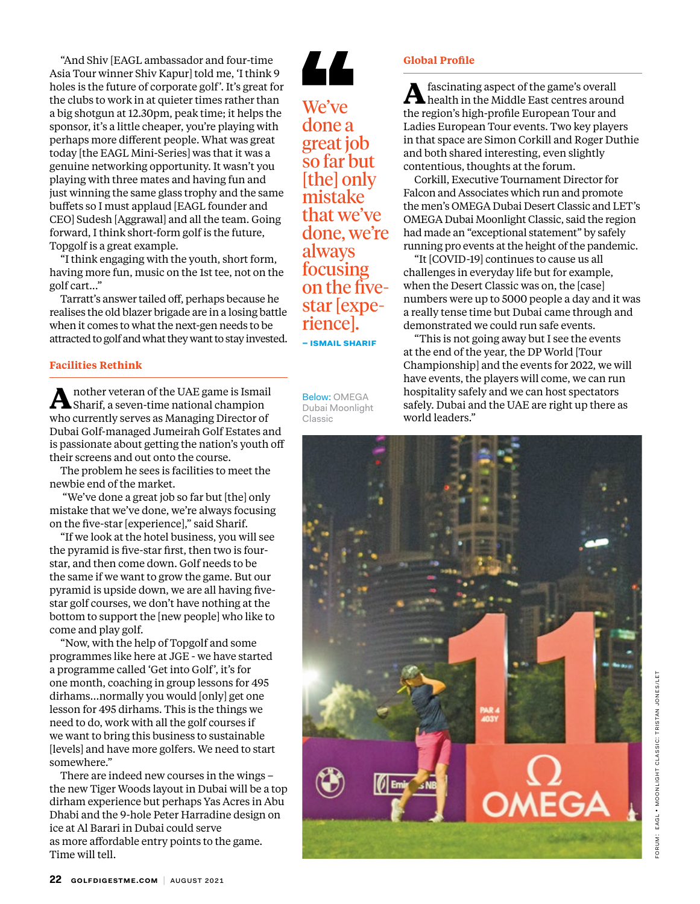"And Shiv [EAGL ambassador and four-time Asia Tour winner Shiv Kapur] told me, 'I think 9 holes is the future of corporate golf'. It's great for the clubs to work in at quieter times rather than a big shotgun at 12.30pm, peak time; it helps the sponsor, it's a little cheaper, you're playing with perhaps more different people. What was great today [the EAGL Mini-Series] was that it was a genuine networking opportunity. It wasn't you playing with three mates and having fun and just winning the same glass trophy and the same buffets so I must applaud [EAGL founder and CEO] Sudesh [Aggrawal] and all the team. Going forward, I think short-form golf is the future, Topgolf is a great example.

"I think engaging with the youth, short form, having more fun, music on the 1st tee, not on the golf cart..."

Tarratt's answer tailed off, perhaps because he realises the old blazer brigade are in a losing battle when it comes to what the next-gen needs to be attracted to golf and what they want to stay invested.

## Facilities Rethink

Another veteran of the UAE game is Ismail Sharif, a seven-time national champion who currently serves as Managing Director of Dubai Golf-managed Jumeirah Golf Estates and is passionate about getting the nation's youth off their screens and out onto the course.

The problem he sees is facilities to meet the newbie end of the market.

"We've done a great job so far but [the] only mistake that we've done, we're always focusing on the five-star [experience]," said Sharif.

"If we look at the hotel business, you will see the pyramid is five-star first, then two is four-star, and then come down. Golf needs to be the same if we want to grow the game. But our pyramid is upside down, we are all having five-star golf courses, we don't have nothing at the bottom to support the [new people] who like to come and play golf.

"Now, with the help of Topgolf and some programmes like here at JGE - we have started a programme called 'Get into Golf', it's for one month, coaching in group lessons for 495 dirhams...normally you would [only] get one lesson for 495 dirhams. This is the things we need to do, work with all the golf courses if we want to bring this business to sustainable [levels] and have more golfers. We need to start somewhere."

There are indeed new courses in the wings – the new Tiger Woods layout in Dubai will be a top dirham experience but perhaps Yas Acres in Abu Dhabi and the 9-hole Peter Harradine design on ice at Al Barari in Dubai could serve as more affordable entry points to the game. Time will tell.

> "We've done a great job so far but [the] only mistake that we've done, we're always focusing on the five-star [experience].
>
> – **ISMAIL SHARIF**

## Global Profile

A fascinating aspect of the game's overall health in the Middle East centres around the region's high-profile European Tour and Ladies European Tour events. Two key players in that space are Simon Corkill and Roger Duthie and both shared interesting, even slightly contentious, thoughts at the forum.

Corkill, Executive Tournament Director for Falcon and Associates which run and promote the men's OMEGA Dubai Desert Classic and LET's OMEGA Dubai Moonlight Classic, said the region had made an "exceptional statement" by safely running pro events at the height of the pandemic.

"It [COVID-19] continues to cause us all challenges in everyday life but for example, when the Desert Classic was on, the [case] numbers were up to 5000 people a day and it was a really tense time but Dubai came through and demonstrated we could run safe events.

"This is not going away but I see the events at the end of the year, the DP World [Tour Championship] and the events for 2022, we will have events, the players will come, we can run hospitality safely and we can host spectators safely. Dubai and the UAE are right up there as world leaders."

Below: OMEGA Dubai Moonlight Classic

FORUM: EAGL • MOONLIGHT CLASSIC: TRISTAN JONES/LET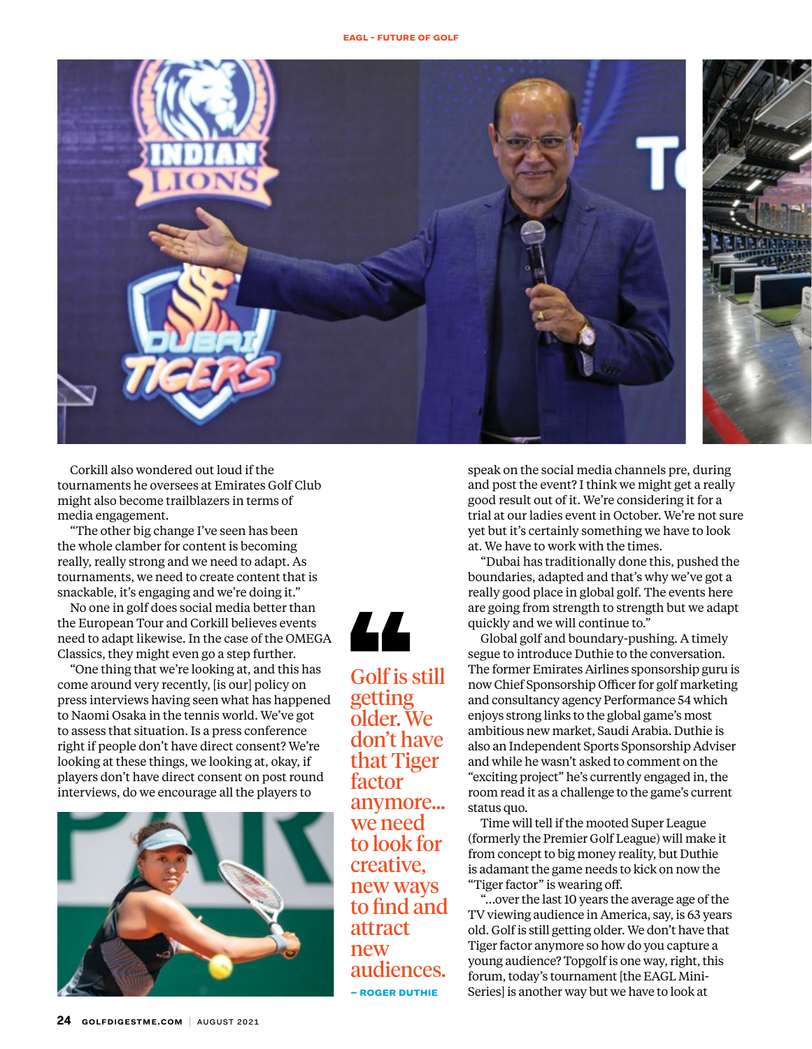Corkill also wondered out loud if the tournaments he oversees at Emirates Golf Club might also become trailblazers in terms of media engagement.

"The other big change I've seen has been the whole clamber for content is becoming really, really strong and we need to adapt. As tournaments, we need to create content that is snackable, it's engaging and we're doing it."

No one in golf does social media better than the European Tour and Corkill believes events need to adapt likewise. In the case of the OMEGA Classics, they might even go a step further.

"One thing that we're looking at, and this has come around very recently, [is our] policy on press interviews having seen what has happened to Naomi Osaka in the tennis world. We've got to assess that situation. Is a press conference right if people don't have direct consent? We're looking at these things, we looking at, okay, if players don't have direct consent on post round interviews, do we encourage all the players to speak on the social media channels pre, during and post the event? I think we might get a really good result out of it. We're considering it for a trial at our ladies event in October. We're not sure yet but it's certainly something we have to look at. We have to work with the times.

"Dubai has traditionally done this, pushed the boundaries, adapted and that's why we've got a really good place in global golf. The events here are going from strength to strength but we adapt quickly and we will continue to."

> Golf is still getting older. We don't have that Tiger factor anymore... we need to look for creative, new ways to find and attract new audiences.
>
> – ROGER DUTHIE

Global golf and boundary-pushing. A timely segue to introduce Duthie to the conversation. The former Emirates Airlines sponsorship guru is now Chief Sponsorship Officer for golf marketing and consultancy agency Performance 54 which enjoys strong links to the global game's most ambitious new market, Saudi Arabia. Duthie is also an Independent Sports Sponsorship Adviser and while he wasn't asked to comment on the "exciting project" he's currently engaged in, the room read it as a challenge to the game's current status quo.

Time will tell if the mooted Super League (formerly the Premier Golf League) will make it from concept to big money reality, but Duthie is adamant the game needs to kick on now the "Tiger factor" is wearing off.

"...over the last 10 years the average age of the TV viewing audience in America, say, is 63 years old. Golf is still getting older. We don't have that Tiger factor anymore so how do you capture a young audience? Topgolf is one way, right, this forum, today's tournament [the EAGL Mini-Series] is another way but we have to look at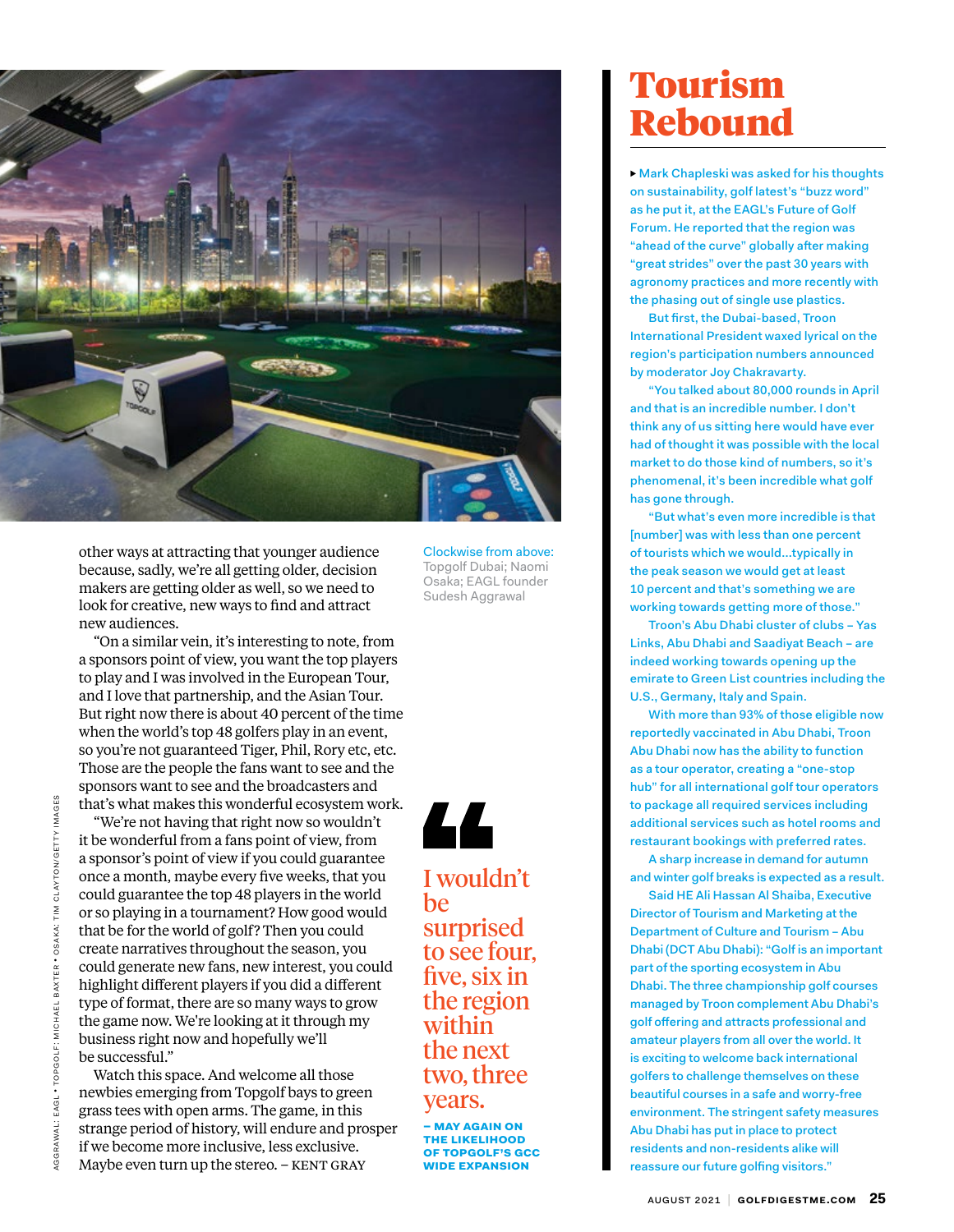other ways at attracting that younger audience because, sadly, we're all getting older, decision makers are getting older as well, so we need to look for creative, new ways to find and attract new audiences.

"On a similar vein, it's interesting to note, from a sponsors point of view, you want the top players to play and I was involved in the European Tour, and I love that partnership, and the Asian Tour. But right now there is about 40 percent of the time when the world's top 48 golfers play in an event, so you're not guaranteed Tiger, Phil, Rory etc, etc. Those are the people the fans want to see and the sponsors want to see and the broadcasters need and that's what makes this wonderful ecosystem work.

"We're not having that right now so wouldn't it be wonderful from a fans point of view, from a sponsor's point of view if you could guarantee once a month, maybe every five weeks, that you could guarantee the top 48 players in the world or so playing in a tournament? How good would that be for the world of golf? Then you could create narratives throughout the season, you could generate new fans, new interest, you could highlight different players if you did a different type of format, there are so many ways to grow the game now. We're looking at it through my business right now and hopefully we'll be successful."

Watch this space. And welcome all those newbies emerging from Topgolf bays to green grass tees with open arms. The game, in this strange period of history, will endure and prosper if we become more inclusive, less exclusive. Maybe even turn up the stereo. – KENT GRAY

Clockwise from above: Topgolf Dubai; Naomi Osaka; EAGL founder Sudesh Aggrawal

AGGRAWAL: EAGL • TOPGOLF: MICHAEL BAXTER • OSAKA: TIM CLAYTON/GETTY IMAGES

> I wouldn't be surprised to see four, five, six in the region within the next two, three years.
>
> – MAY AGAIN ON THE LIKELIHOOD OF TOPGOLF'S GCC WIDE EXPANSION

# Tourism Rebound

▸ Mark Chapleski was asked for his thoughts on sustainability, golf latest's "buzz word" as he put it, at the EAGL's Future of Golf Forum. He reported that the region was "ahead of the curve" globally after making "great strides" over the past 30 years with agronomy practices and more recently with the phasing out of single use plastics.

But first, the Dubai-based, Troon International President waxed lyrical on the region's participation numbers announced by moderator Joy Chakravarty.

"You talked about 80,000 rounds in April and that is an incredible number. I don't think any of us sitting here would have ever had of thought it was possible with the local market to do those kind of numbers, so it's phenomenal, it's been incredible what golf has gone through.

"But what's even more incredible is that [number] was with less than one percent of tourists which we would...typically in the peak season we would get at least 10 percent and that's something we are working towards getting more of those."

Troon's Abu Dhabi cluster of clubs – Yas Links, Abu Dhabi and Saadiyat Beach – are indeed working towards opening up the emirate to Green List countries including the U.S., Germany, Italy and Spain.

With more than 93% of those eligible now reportedly vaccinated in Abu Dhabi, Troon Abu Dhabi now has the ability to function as a tour operator, creating a "one-stop hub" for all international golf tour operators to package all required services including additional services such as hotel rooms and restaurant bookings with preferred rates.

A sharp increase in demand for autumn and winter golf breaks is expected as a result.

Said HE Ali Hassan Al Shaiba, Executive Director of Tourism and Marketing at the Department of Culture and Tourism – Abu Dhabi (DCT Abu Dhabi): "Golf is an important part of the sporting ecosystem in Abu Dhabi. The three championship golf courses managed by Troon complement Abu Dhabi's golf offering and attracts professional and amateur players from all over the world. It is exciting to welcome back international golfers to challenge themselves on these beautiful courses in a safe and worry-free environment. The stringent safety measures Abu Dhabi has put in place to protect residents and non-residents alike will reassure our future golfing visitors."